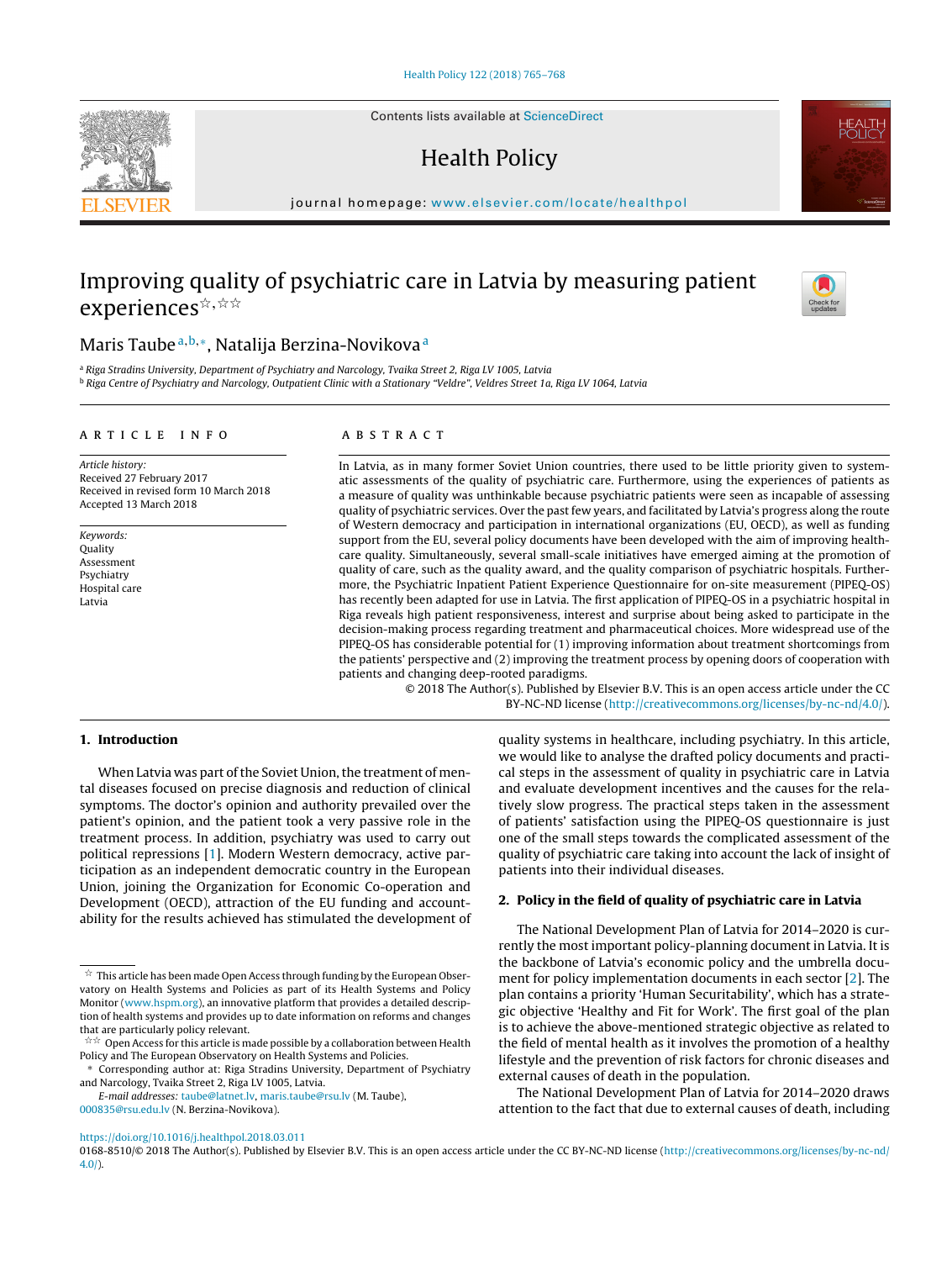# Improving quality of psychiatric care in Latvia by measuring patient experiences☆,☆☆

Maris Taube[a,b,*], Natalija Berzina-Novikova[a]

[a] Riga Stradins University, Department of Psychiatry and Narcology, Tvaika Street 2, Riga LV 1005, Latvia
[b] Riga Centre of Psychiatry and Narcology, Outpatient Clinic with a Stationary "Veldre", Veldres Street 1a, Riga LV 1064, Latvia

**ARTICLE INFO**

*Article history:*
Received 27 February 2017
Received in revised form 10 March 2018
Accepted 13 March 2018

*Keywords:*
Quality
Assessment
Psychiatry
Hospital care
Latvia

**ABSTRACT**

In Latvia, as in many former Soviet Union countries, there used to be little priority given to systematic assessments of the quality of psychiatric care. Furthermore, using the experiences of patients as a measure of quality was unthinkable because psychiatric patients were seen as incapable of assessing quality of psychiatric services. Over the past few years, and facilitated by Latvia's progress along the route of Western democracy and participation in international organizations (EU, OECD), as well as funding support from the EU, several policy documents have been developed with the aim of improving healthcare quality. Simultaneously, several small-scale initiatives have emerged aiming at the promotion of quality of care, such as the quality award, and the quality comparison of psychiatric hospitals. Furthermore, the Psychiatric Inpatient Patient Experience Questionnaire for on-site measurement (PIPEQ-OS) has recently been adapted for use in Latvia. The first application of PIPEQ-OS in a psychiatric hospital in Riga reveals high patient responsiveness, interest and surprise about being asked to participate in the decision-making process regarding treatment and pharmaceutical choices. More widespread use of the PIPEQ-OS has considerable potential for (1) improving information about treatment shortcomings from the patients' perspective and (2) improving the treatment process by opening doors of cooperation with patients and changing deep-rooted paradigms.

© 2018 The Author(s). Published by Elsevier B.V. This is an open access article under the CC BY-NC-ND license (http://creativecommons.org/licenses/by-nc-nd/4.0/).

## 1. Introduction

When Latvia was part of the Soviet Union, the treatment of mental diseases focused on precise diagnosis and reduction of clinical symptoms. The doctor's opinion and authority prevailed over the patient's opinion, and the patient took a very passive role in the treatment process. In addition, psychiatry was used to carry out political repressions [1]. Modern Western democracy, active participation as an independent democratic country in the European Union, joining the Organization for Economic Co-operation and Development (OECD), attraction of the EU funding and accountability for the results achieved has stimulated the development of quality systems in healthcare, including psychiatry. In this article, we would like to analyse the drafted policy documents and practical steps in the assessment of quality in psychiatric care in Latvia and evaluate development incentives and the causes for the relatively slow progress. The practical steps taken in the assessment of patients' satisfaction using the PIPEQ-OS questionnaire is just one of the small steps towards the complicated assessment of the quality of psychiatric care taking into account the lack of insight of patients into their individual diseases.

## 2. Policy in the field of quality of psychiatric care in Latvia

The National Development Plan of Latvia for 2014–2020 is currently the most important policy-planning document in Latvia. It is the backbone of Latvia's economic policy and the umbrella document for policy implementation documents in each sector [2]. The plan contains a priority 'Human Securitability', which has a strategic objective 'Healthy and Fit for Work'. The first goal of the plan is to achieve the above-mentioned strategic objective as related to the field of mental health as it involves the promotion of a healthy lifestyle and the prevention of risk factors for chronic diseases and external causes of death in the population.

The National Development Plan of Latvia for 2014–2020 draws attention to the fact that due to external causes of death, including

☆ This article has been made Open Access through funding by the European Observatory on Health Systems and Policies as part of its Health Systems and Policy Monitor (www.hspm.org), an innovative platform that provides a detailed description of health systems and provides up to date information on reforms and changes that are particularly policy relevant.

☆☆ Open Access for this article is made possible by a collaboration between Health Policy and The European Observatory on Health Systems and Policies.

\* Corresponding author at: Riga Stradins University, Department of Psychiatry and Narcology, Tvaika Street 2, Riga LV 1005, Latvia.

*E-mail addresses:* taube@latnet.lv, maris.taube@rsu.edu.lv (M. Taube), 000835@rsu.edu.lv (N. Berzina-Novikova).

https://doi.org/10.1016/j.healthpol.2018.03.011
0168-8510/© 2018 The Author(s). Published by Elsevier B.V. This is an open access article under the CC BY-NC-ND license (http://creativecommons.org/licenses/by-nc-nd/4.0/).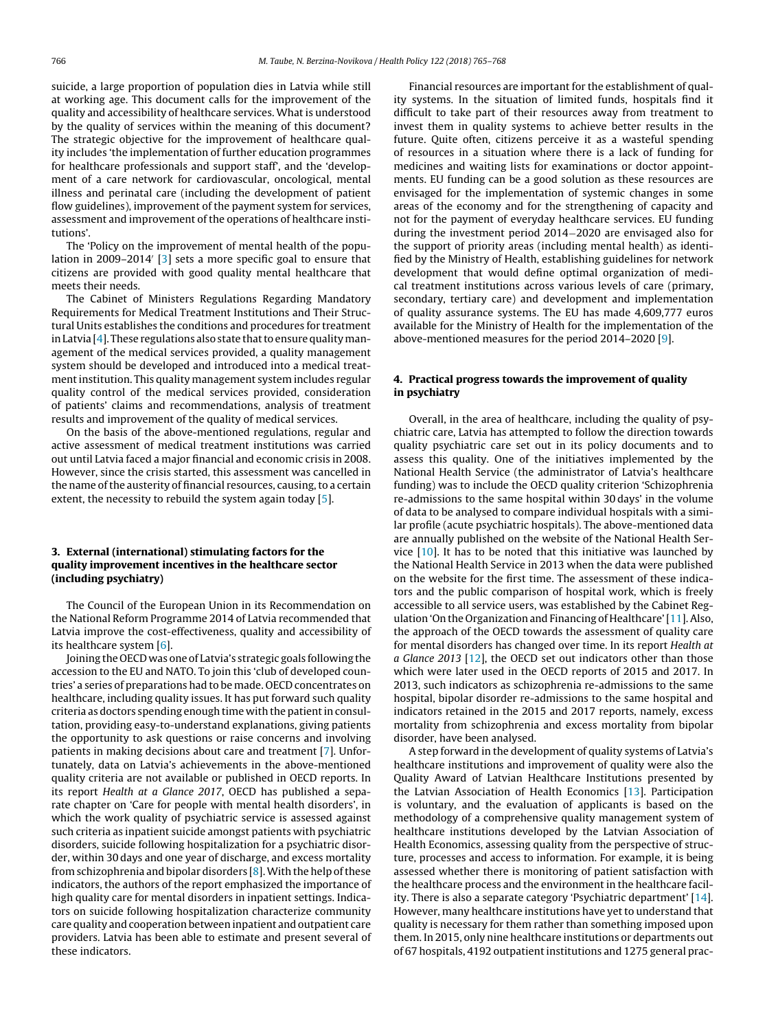suicide, a large proportion of population dies in Latvia while still at working age. This document calls for the improvement of the quality and accessibility of healthcare services. What is understood by the quality of services within the meaning of this document? The strategic objective for the improvement of healthcare quality includes 'the implementation of further education programmes for healthcare professionals and support staff', and the 'development of a care network for cardiovascular, oncological, mental illness and perinatal care (including the development of patient flow guidelines), improvement of the payment system for services, assessment and improvement of the operations of healthcare institutions'.

The 'Policy on the improvement of mental health of the population in 2009–2014' [3] sets a more specific goal to ensure that citizens are provided with good quality mental healthcare that meets their needs.

The Cabinet of Ministers Regulations Regarding Mandatory Requirements for Medical Treatment Institutions and Their Structural Units establishes the conditions and procedures for treatment in Latvia [4]. These regulations also state that to ensure quality management of the medical services provided, a quality management system should be developed and introduced into a medical treatment institution. This quality management system includes regular quality control of the medical services provided, consideration of patients' claims and recommendations, analysis of treatment results and improvement of the quality of medical services.

On the basis of the above-mentioned regulations, regular and active assessment of medical treatment institutions was carried out until Latvia faced a major financial and economic crisis in 2008. However, since the crisis started, this assessment was cancelled in the name of the austerity of financial resources, causing, to a certain extent, the necessity to rebuild the system again today [5].

## 3. External (international) stimulating factors for the quality improvement incentives in the healthcare sector (including psychiatry)

The Council of the European Union in its Recommendation on the National Reform Programme 2014 of Latvia recommended that Latvia improve the cost-effectiveness, quality and accessibility of its healthcare system [6].

Joining the OECD was one of Latvia's strategic goals following the accession to the EU and NATO. To join this 'club of developed countries' a series of preparations had to be made. OECD concentrates on healthcare, including quality issues. It has put forward such quality criteria as doctors spending enough time with the patient in consultation, providing easy-to-understand explanations, giving patients the opportunity to ask questions or raise concerns and involving patients in making decisions about care and treatment [7]. Unfortunately, data on Latvia's achievements in the above-mentioned quality criteria are not available or published in OECD reports. In its report *Health at a Glance 2017*, OECD has published a separate chapter on 'Care for people with mental health disorders', in which the work quality of psychiatric service is assessed against such criteria as inpatient suicide amongst patients with psychiatric disorders, suicide following hospitalization for a psychiatric disorder, within 30 days and one year of discharge, and excess mortality from schizophrenia and bipolar disorders [8]. With the help of these indicators, the authors of the report emphasized the importance of high quality care for mental disorders in inpatient settings. Indicators on suicide following hospitalization characterize community care quality and cooperation between inpatient and outpatient care providers. Latvia has been able to estimate and present several of these indicators.

Financial resources are important for the establishment of quality systems. In the situation of limited funds, hospitals find it difficult to take part of their resources away from treatment to invest them in quality systems to achieve better results in the future. Quite often, citizens perceive it as a wasteful spending of resources in a situation where there is a lack of funding for medicines and waiting lists for examinations or doctor appointments. EU funding can be a good solution as these resources are envisaged for the implementation of systemic changes in some areas of the economy and for the strengthening of capacity and not for the payment of everyday healthcare services. EU funding during the investment period 2014–2020 are envisaged also for the support of priority areas (including mental health) as identified by the Ministry of Health, establishing guidelines for network development that would define optimal organization of medical treatment institutions across various levels of care (primary, secondary, tertiary care) and development and implementation of quality assurance systems. The EU has made 4,609,777 euros available for the Ministry of Health for the implementation of the above-mentioned measures for the period 2014–2020 [9].

## 4. Practical progress towards the improvement of quality in psychiatry

Overall, in the area of healthcare, including the quality of psychiatric care, Latvia has attempted to follow the direction towards quality psychiatric care set out in its policy documents and to assess this quality. One of the initiatives implemented by the National Health Service (the administrator of Latvia's healthcare funding) was to include the OECD quality criterion 'Schizophrenia re-admissions to the same hospital within 30 days' in the volume of data to be analysed to compare individual hospitals with a similar profile (acute psychiatric hospitals). The above-mentioned data are annually published on the website of the National Health Service [10]. It has to be noted that this initiative was launched by the National Health Service in 2013 when the data were published on the website for the first time. The assessment of these indicators and the public comparison of hospital work, which is freely accessible to all service users, was established by the Cabinet Regulation 'On the Organization and Financing of Healthcare' [11]. Also, the approach of the OECD towards the assessment of quality care for mental disorders has changed over time. In its report *Health at a Glance 2013* [12], the OECD set out indicators other than those which were later used in the OECD reports of 2015 and 2017. In 2013, such indicators as schizophrenia re-admissions to the same hospital, bipolar disorder re-admissions to the same hospital and indicators retained in the 2015 and 2017 reports, namely, excess mortality from schizophrenia and excess mortality from bipolar disorder, have been analysed.

A step forward in the development of quality systems of Latvia's healthcare institutions and improvement of quality were also the Quality Award of Latvian Healthcare Institutions presented by the Latvian Association of Health Economics [13]. Participation is voluntary, and the evaluation of applicants is based on the methodology of a comprehensive quality management system of healthcare institutions developed by the Latvian Association of Health Economics, assessing quality from the perspective of structure, processes and access to information. For example, it is being assessed whether there is monitoring of patient satisfaction with the healthcare process and the environment in the healthcare facility. There is also a separate category 'Psychiatric department' [14]. However, many healthcare institutions have yet to understand that quality is necessary for them rather than something imposed upon them. In 2015, only nine healthcare institutions or departments out of 67 hospitals, 4192 outpatient institutions and 1275 general prac-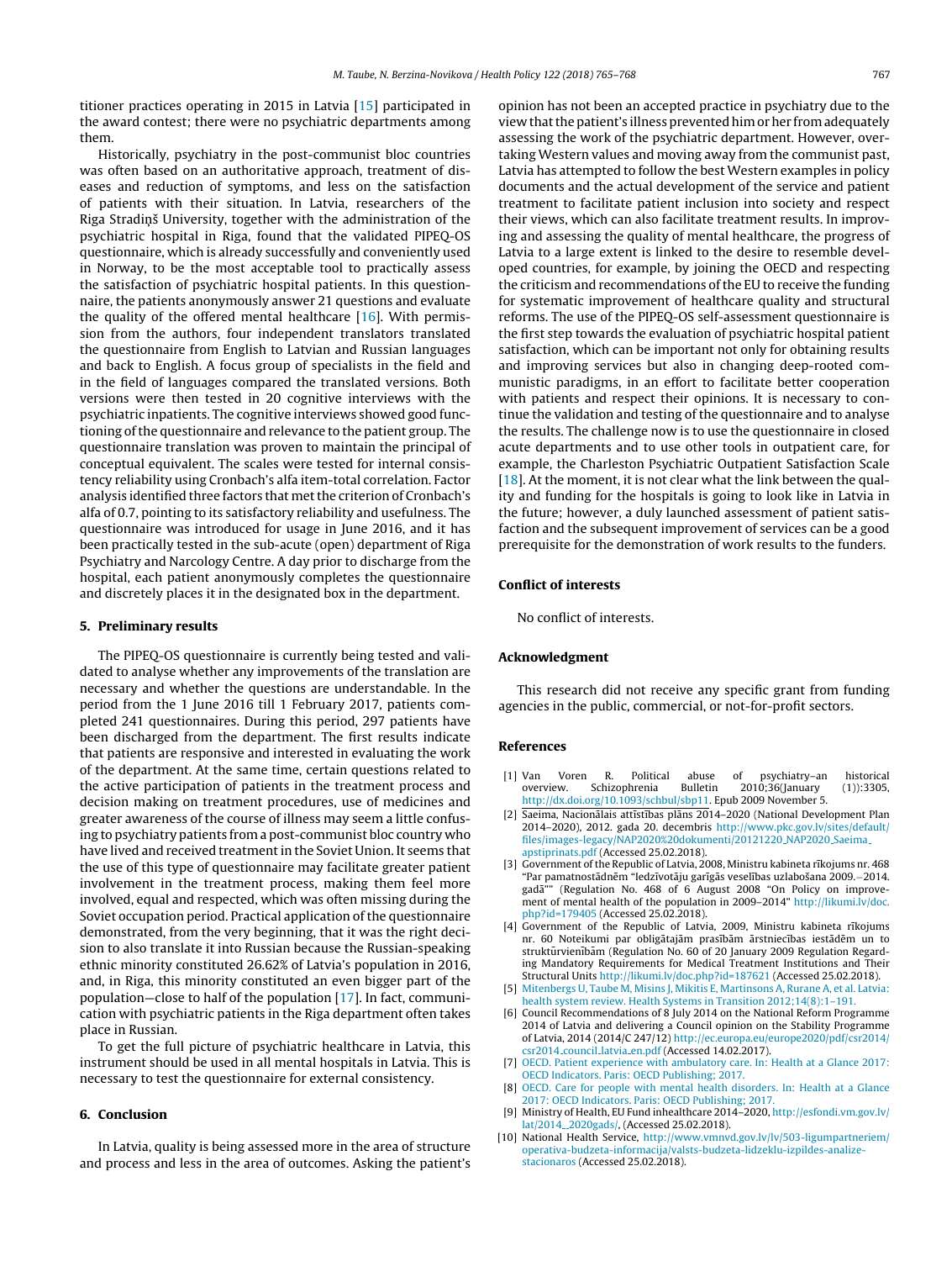titioner practices operating in 2015 in Latvia [15] participated in the award contest; there were no psychiatric departments among them.

Historically, psychiatry in the post-communist bloc countries was often based on an authoritative approach, treatment of diseases and reduction of symptoms, and less on the satisfaction of patients with their situation. In Latvia, researchers of the Riga Stradiņš University, together with the administration of the psychiatric hospital in Riga, found that the validated PIPEQ-OS questionnaire, which is already successfully and conveniently used in Norway, to be the most acceptable tool to practically assess the satisfaction of psychiatric hospital patients. In this questionnaire, the patients anonymously answer 21 questions and evaluate the quality of the offered mental healthcare [16]. With permission from the authors, four independent translators translated the questionnaire from English to Latvian and Russian languages and back to English. A focus group of specialists in the field and in the field of languages compared the translated versions. Both versions were then tested in 20 cognitive interviews with the psychiatric inpatients. The cognitive interviews showed good functioning of the questionnaire and relevance to the patient group. The questionnaire translation was proven to maintain the principal of conceptual equivalent. The scales were tested for internal consistency reliability using Cronbach's alfa item-total correlation. Factor analysis identified three factors that met the criterion of Cronbach's alfa of 0.7, pointing to its satisfactory reliability and usefulness. The questionnaire was introduced for usage in June 2016, and it has been practically tested in the sub-acute (open) department of Riga Psychiatry and Narcology Centre. A day prior to discharge from the hospital, each patient anonymously completes the questionnaire and discretely places it in the designated box in the department.

## 5. Preliminary results

The PIPEQ-OS questionnaire is currently being tested and validated to analyse whether any improvements of the translation are necessary and whether the questions are understandable. In the period from the 1 June 2016 till 1 February 2017, patients completed 241 questionnaires. During this period, 297 patients have been discharged from the department. The first results indicate that patients are responsive and interested in evaluating the work of the department. At the same time, certain questions related to the active participation of patients in the treatment process and decision making on treatment procedures, use of medicines and greater awareness of the course of illness may seem a little confusing to psychiatry patients from a post-communist bloc country who have lived and received treatment in the Soviet Union. It seems that the use of this type of questionnaire may facilitate greater patient involvement in the treatment process, making them feel more involved, equal and respected, which was often missing during the Soviet occupation period. Practical application of the questionnaire demonstrated, from the very beginning, that it was the right decision to also translate it into Russian because the Russian-speaking ethnic minority constituted 26.62% of Latvia's population in 2016, and, in Riga, this minority constituted an even bigger part of the population—close to half of the population [17]. In fact, communication with psychiatric patients in the Riga department often takes place in Russian.

To get the full picture of psychiatric healthcare in Latvia, this instrument should be used in all mental hospitals in Latvia. This is necessary to test the questionnaire for external consistency.

## 6. Conclusion

In Latvia, quality is being assessed more in the area of structure and process and less in the area of outcomes. Asking the patient's opinion has not been an accepted practice in psychiatry due to the view that the patient's illness prevented him or her from adequately assessing the work of the psychiatric department. However, overtaking Western values and moving away from the communist past, Latvia has attempted to follow the best Western examples in policy documents and the actual development of the service and patient treatment to facilitate patient inclusion into society and respect their views, which can also facilitate treatment results. In improving and assessing the quality of mental healthcare, the progress of Latvia to a large extent is linked to the desire to resemble developed countries, for example, by joining the OECD and respecting the criticism and recommendations of the EU to receive the funding for systematic improvement of healthcare quality and structural reforms. The use of the PIPEQ-OS self-assessment questionnaire is the first step towards the evaluation of psychiatric hospital patient satisfaction, which can be important not only for obtaining results and improving services but also in changing deep-rooted communistic paradigms, in an effort to facilitate better cooperation with patients and respect their opinions. It is necessary to continue the validation and testing of the questionnaire and to analyse the results. The challenge now is to use the questionnaire in closed acute departments and to use other tools in outpatient care, for example, the Charleston Psychiatric Outpatient Satisfaction Scale [18]. At the moment, it is not clear what the link between the quality and funding for the hospitals is going to look like in Latvia in the future; however, a duly launched assessment of patient satisfaction and the subsequent improvement of services can be a good prerequisite for the demonstration of work results to the funders.

## Conflict of interests

No conflict of interests.

## Acknowledgment

This research did not receive any specific grant from funding agencies in the public, commercial, or not-for-profit sectors.

## References

[1] Van Voren R. Political abuse of psychiatry–an historical overview. Schizophrenia Bulletin 2010;36(January (1)):3305, http://dx.doi.org/10.1093/schbul/sbp11. Epub 2009 November 5.

[2] Saeima, Nacionālais attīstības plāns 2014–2020 (National Development Plan 2014–2020), 2012. gada 20. decembris http://www.pkc.gov.lv/sites/default/files/images-legacy/NAP2020%20dokumenti/20121220_NAP2020_Saeima_apstiprinats.pdf (Accessed 25.02.2018).

[3] Government of the Republic of Latvia, 2008, Ministru kabineta rīkojums nr. 468 "Par pamatnostādnēm "Iedzīvotāju garīgās veselības uzlabošana 2009.–2014. gadā"" (Regulation No. 468 of 6 August 2008 "On Policy on improvement of mental health of the population in 2009–2014" http://likumi.lv/doc.php?id=179405 (Accessed 25.02.2018).

[4] Government of the Republic of Latvia, 2009, Ministru kabineta rīkojums nr. 60 Noteikumi par obligātajām prasībām ārstniecības iestādēm un to struktūrvienībām (Regulation No. 60 of 20 January 2009 Regulation Regarding Mandatory Requirements for Medical Treatment Institutions and Their Structural Units http://likumi.lv/doc.php?id=187621 (Accessed 25.02.2018).

[5] Mitenbergs U, Taube M, Misins J, Mikitis E, Martinsons A, Rurane A, et al. Latvia: health system review. Health Systems in Transition 2012;14(8):1–191.

[6] Council Recommendations of 8 July 2014 on the National Reform Programme 2014 of Latvia and delivering a Council opinion on the Stability Programme of Latvia, 2014 (2014/C 247/12) http://ec.europa.eu/europe2020/pdf/csr2014/csr2014_council_latvia_en.pdf (Accessed 14.02.2017).

[7] OECD. Patient experience with ambulatory care. In: Health at a Glance 2017: OECD Indicators. Paris: OECD Publishing; 2017.

[8] OECD. Care for people with mental health disorders. In: Health at a Glance 2017: OECD Indicators. Paris: OECD Publishing; 2017.

[9] Ministry of Health, EU Fund inhealthcare 2014–2020, http://esfondi.vm.gov.lv/lat/2014__2020gads/, (Accessed 25.02.2018).

[10] National Health Service, http://www.vmnvd.gov.lv/lv/503-ligumpartneriem/operativa-budzeta-informacija/valsts-budzeta-lidzeklu-izpildes-analize-stacionaros (Accessed 25.02.2018).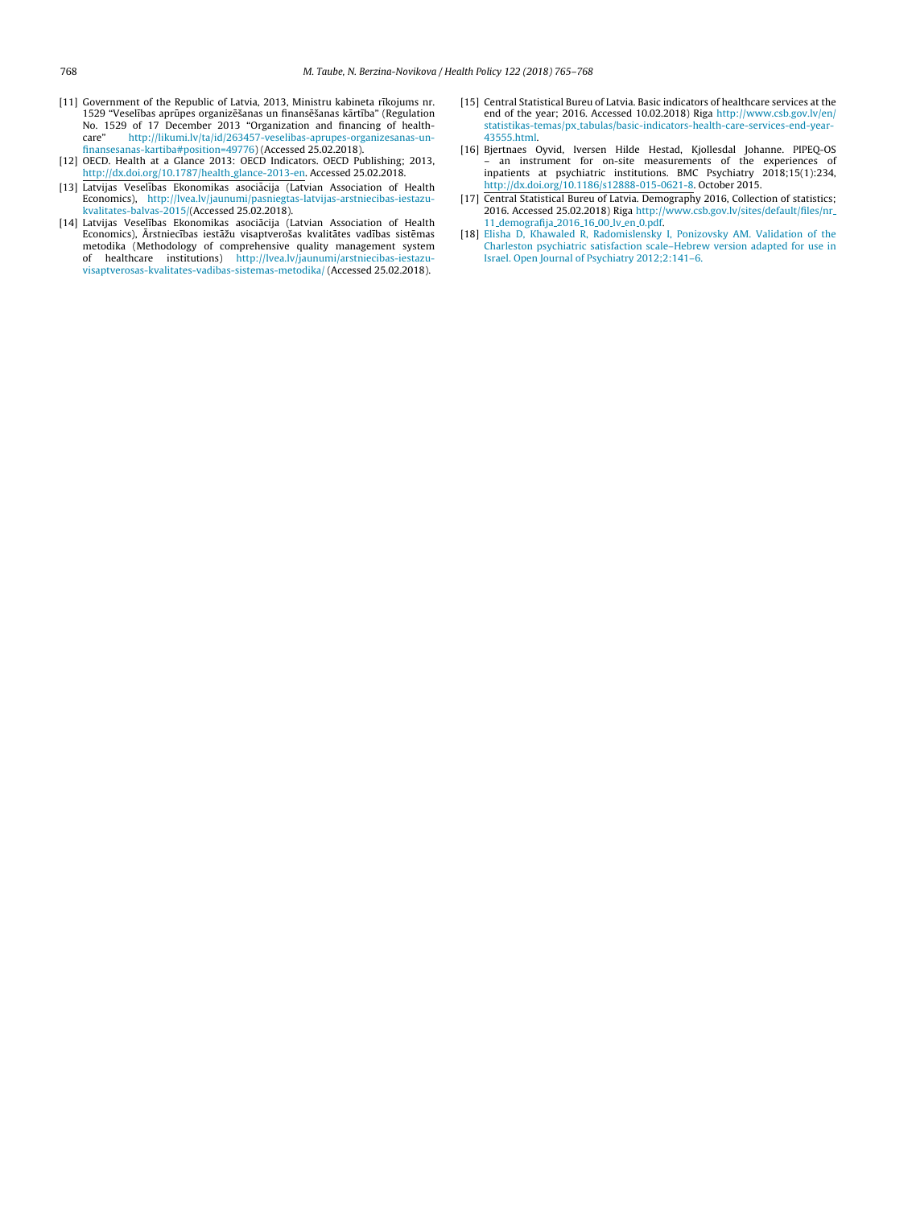[11] Government of the Republic of Latvia, 2013, Ministru kabineta rīkojums nr. 1529 "Veselības aprūpes organizēšanas un finansēšanas kārtība" (Regulation No. 1529 of 17 December 2013 "Organization and financing of healthcare" http://likumi.lv/ta/id/263457-veselibas-aprupes-organizesanas-un-finansesanas-kartiba#position=49776) (Accessed 25.02.2018).

[12] OECD. Health at a Glance 2013: OECD Indicators. OECD Publishing; 2013, http://dx.doi.org/10.1787/health_glance-2013-en. Accessed 25.02.2018.

[13] Latvijas Veselības Ekonomikas asociācija (Latvian Association of Health Economics), http://lvea.lv/jaunumi/pasniegtas-latvijas-arstniecibas-iestazu-kvalitates-balvas-2015/(Accessed 25.02.2018).

[14] Latvijas Veselības Ekonomikas asociācija (Latvian Association of Health Economics), Ārstniecības iestāžu visaptverošas kvalitātes vadības sistēmas metodika (Methodology of comprehensive quality management system of healthcare institutions) http://lvea.lv/jaunumi/arstniecibas-iestazu-visaptverosas-kvalitates-vadibas-sistemas-metodika/ (Accessed 25.02.2018).

[15] Central Statistical Bureu of Latvia. Basic indicators of healthcare services at the end of the year; 2016. Accessed 10.02.2018) Riga http://www.csb.gov.lv/en/statistikas-temas/px_tabulas/basic-indicators-health-care-services-end-year-43555.html.

[16] Bjertnaes Oyvid, Iversen Hilde Hestad, Kjollesdal Johanne. PIPEQ-OS – an instrument for on-site measurements of the experiences of inpatients at psychiatric institutions. BMC Psychiatry 2018;15(1):234, http://dx.doi.org/10.1186/s12888-015-0621-8. October 2015.

[17] Central Statistical Bureu of Latvia. Demography 2016, Collection of statistics; 2016. Accessed 25.02.2018) Riga http://www.csb.gov.lv/sites/default/files/nr_11_demografija_2016_16_00_lv_en_0.pdf.

[18] Elisha D, Khawaled R, Radomislensky I, Ponizovsky AM. Validation of the Charleston psychiatric satisfaction scale–Hebrew version adapted for use in Israel. Open Journal of Psychiatry 2012;2:141–6.